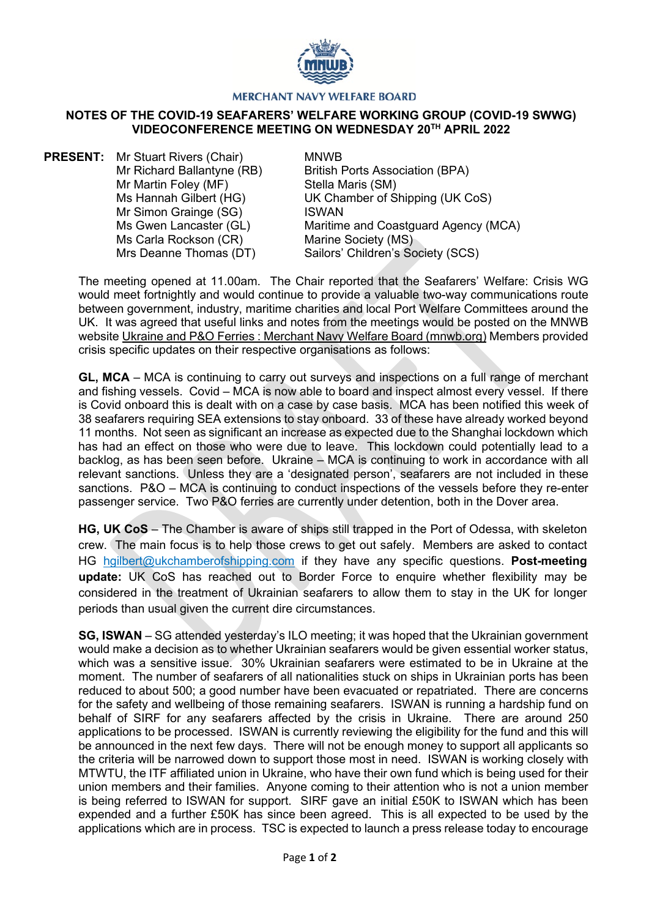MERCHANT NAVY WELFARE BOARD

**NOTES OF THE COVID-19 SEAFARERS' WELFARE WORKING GROUP (COVID-19 SWWG) VIDEOCONFERENCE MEETING ON WEDNESDAY 20TH APRIL 2022**

**PRESENT:**

| | |
|---|---|
| Mr Stuart Rivers (Chair) | MNWB |
| Mr Richard Ballantyne (RB) | British Ports Association (BPA) |
| Mr Martin Foley (MF) | Stella Maris (SM) |
| Ms Hannah Gilbert (HG) | UK Chamber of Shipping (UK CoS) |
| Mr Simon Grainge (SG) | ISWAN |
| Ms Gwen Lancaster (GL) | Maritime and Coastguard Agency (MCA) |
| Ms Carla Rockson (CR) | Marine Society (MS) |
| Mrs Deanne Thomas (DT) | Sailors' Children's Society (SCS) |

The meeting opened at 11.00am. The Chair reported that the Seafarers' Welfare: Crisis WG would meet fortnightly and would continue to provide a valuable two-way communications route between government, industry, maritime charities and local Port Welfare Committees around the UK. It was agreed that useful links and notes from the meetings would be posted on the MNWB website Ukraine and P&O Ferries : Merchant Navy Welfare Board (mnwb.org) Members provided crisis specific updates on their respective organisations as follows:

**GL, MCA** – MCA is continuing to carry out surveys and inspections on a full range of merchant and fishing vessels. Covid – MCA is now able to board and inspect almost every vessel. If there is Covid onboard this is dealt with on a case by case basis. MCA has been notified this week of 38 seafarers requiring SEA extensions to stay onboard. 33 of these have already worked beyond 11 months. Not seen as significant an increase as expected due to the Shanghai lockdown which has had an effect on those who were due to leave. This lockdown could potentially lead to a backlog, as has been seen before. Ukraine – MCA is continuing to work in accordance with all relevant sanctions. Unless they are a 'designated person', seafarers are not included in these sanctions. P&O – MCA is continuing to conduct inspections of the vessels before they re-enter passenger service. Two P&O ferries are currently under detention, both in the Dover area.

**HG, UK CoS** – The Chamber is aware of ships still trapped in the Port of Odessa, with skeleton crew. The main focus is to help those crews to get out safely. Members are asked to contact HG hgilbert@ukchamberofshipping.com if they have any specific questions. **Post-meeting update:** UK CoS has reached out to Border Force to enquire whether flexibility may be considered in the treatment of Ukrainian seafarers to allow them to stay in the UK for longer periods than usual given the current dire circumstances.

**SG, ISWAN** – SG attended yesterday's ILO meeting; it was hoped that the Ukrainian government would make a decision as to whether Ukrainian seafarers would be given essential worker status, which was a sensitive issue. 30% Ukrainian seafarers were estimated to be in Ukraine at the moment. The number of seafarers of all nationalities stuck on ships in Ukrainian ports has been reduced to about 500; a good number have been evacuated or repatriated. There are concerns for the safety and wellbeing of those remaining seafarers. ISWAN is running a hardship fund on behalf of SIRF for any seafarers affected by the crisis in Ukraine. There are around 250 applications to be processed. ISWAN is currently reviewing the eligibility for the fund and this will be announced in the next few days. There will not be enough money to support all applicants so the criteria will be narrowed down to support those most in need. ISWAN is working closely with MTWTU, the ITF affiliated union in Ukraine, who have their own fund which is being used for their union members and their families. Anyone coming to their attention who is not a union member is being referred to ISWAN for support. SIRF gave an initial £50K to ISWAN which has been expended and a further £50K has since been agreed. This is all expected to be used by the applications which are in process. TSC is expected to launch a press release today to encourage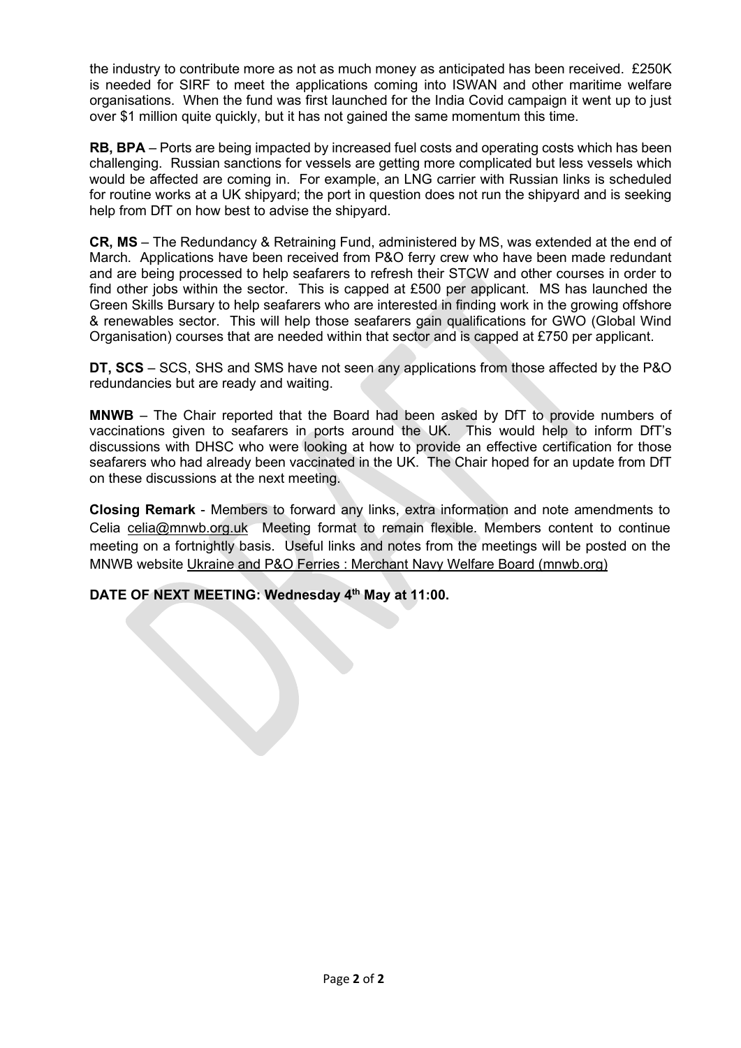the industry to contribute more as not as much money as anticipated has been received. £250K is needed for SIRF to meet the applications coming into ISWAN and other maritime welfare organisations. When the fund was first launched for the India Covid campaign it went up to just over $1 million quite quickly, but it has not gained the same momentum this time.

**RB, BPA** – Ports are being impacted by increased fuel costs and operating costs which has been challenging. Russian sanctions for vessels are getting more complicated but less vessels which would be affected are coming in. For example, an LNG carrier with Russian links is scheduled for routine works at a UK shipyard; the port in question does not run the shipyard and is seeking help from DfT on how best to advise the shipyard.

**CR, MS** – The Redundancy & Retraining Fund, administered by MS, was extended at the end of March. Applications have been received from P&O ferry crew who have been made redundant and are being processed to help seafarers to refresh their STCW and other courses in order to find other jobs within the sector. This is capped at £500 per applicant. MS has launched the Green Skills Bursary to help seafarers who are interested in finding work in the growing offshore & renewables sector. This will help those seafarers gain qualifications for GWO (Global Wind Organisation) courses that are needed within that sector and is capped at £750 per applicant.

**DT, SCS** – SCS, SHS and SMS have not seen any applications from those affected by the P&O redundancies but are ready and waiting.

**MNWB** – The Chair reported that the Board had been asked by DfT to provide numbers of vaccinations given to seafarers in ports around the UK. This would help to inform DfT's discussions with DHSC who were looking at how to provide an effective certification for those seafarers who had already been vaccinated in the UK. The Chair hoped for an update from DfT on these discussions at the next meeting.

**Closing Remark** - Members to forward any links, extra information and note amendments to Celia celia@mnwb.org.uk Meeting format to remain flexible. Members content to continue meeting on a fortnightly basis. Useful links and notes from the meetings will be posted on the MNWB website Ukraine and P&O Ferries : Merchant Navy Welfare Board (mnwb.org)

**DATE OF NEXT MEETING: Wednesday 4th May at 11:00.**